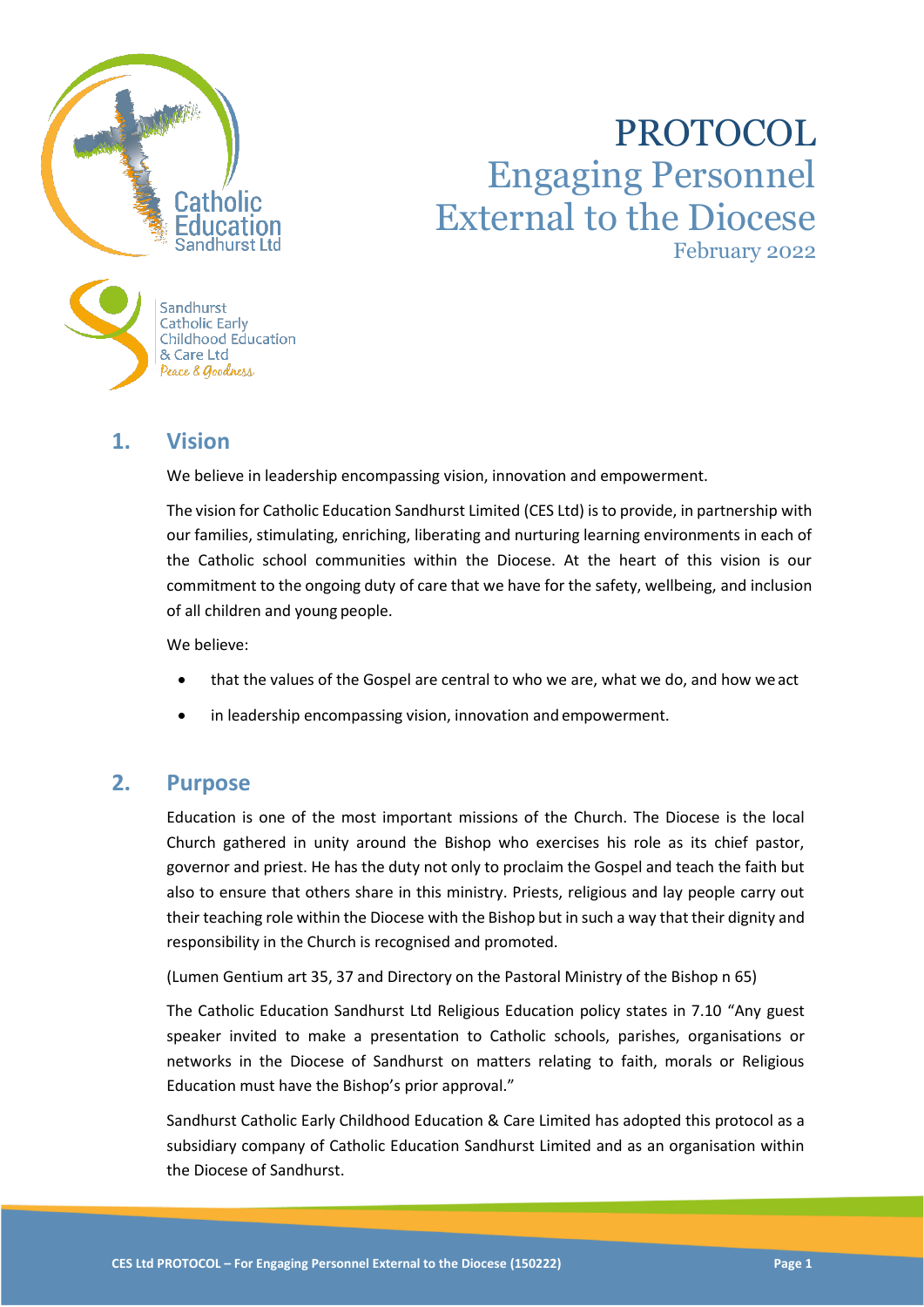# PROTOCOL

## Engaging Personnel External to the Diocese

February 2022

## 1. Vision

We believe in leadership encompassing vision, innovation and empowerment.

The vision for Catholic Education Sandhurst Limited (CES Ltd) is to provide, in partnership with our families, stimulating, enriching, liberating and nurturing learning environments in each of the Catholic school communities within the Diocese. At the heart of this vision is our commitment to the ongoing duty of care that we have for the safety, wellbeing, and inclusion of all children and young people.

We believe:

- that the values of the Gospel are central to who we are, what we do, and how we act
- in leadership encompassing vision, innovation and empowerment.

## 2. Purpose

Education is one of the most important missions of the Church. The Diocese is the local Church gathered in unity around the Bishop who exercises his role as its chief pastor, governor and priest. He has the duty not only to proclaim the Gospel and teach the faith but also to ensure that others share in this ministry. Priests, religious and lay people carry out their teaching role within the Diocese with the Bishop but in such a way that their dignity and responsibility in the Church is recognised and promoted.

(Lumen Gentium art 35, 37 and Directory on the Pastoral Ministry of the Bishop n 65)

The Catholic Education Sandhurst Ltd Religious Education policy states in 7.10 "Any guest speaker invited to make a presentation to Catholic schools, parishes, organisations or networks in the Diocese of Sandhurst on matters relating to faith, morals or Religious Education must have the Bishop's prior approval."

Sandhurst Catholic Early Childhood Education & Care Limited has adopted this protocol as a subsidiary company of Catholic Education Sandhurst Limited and as an organisation within the Diocese of Sandhurst.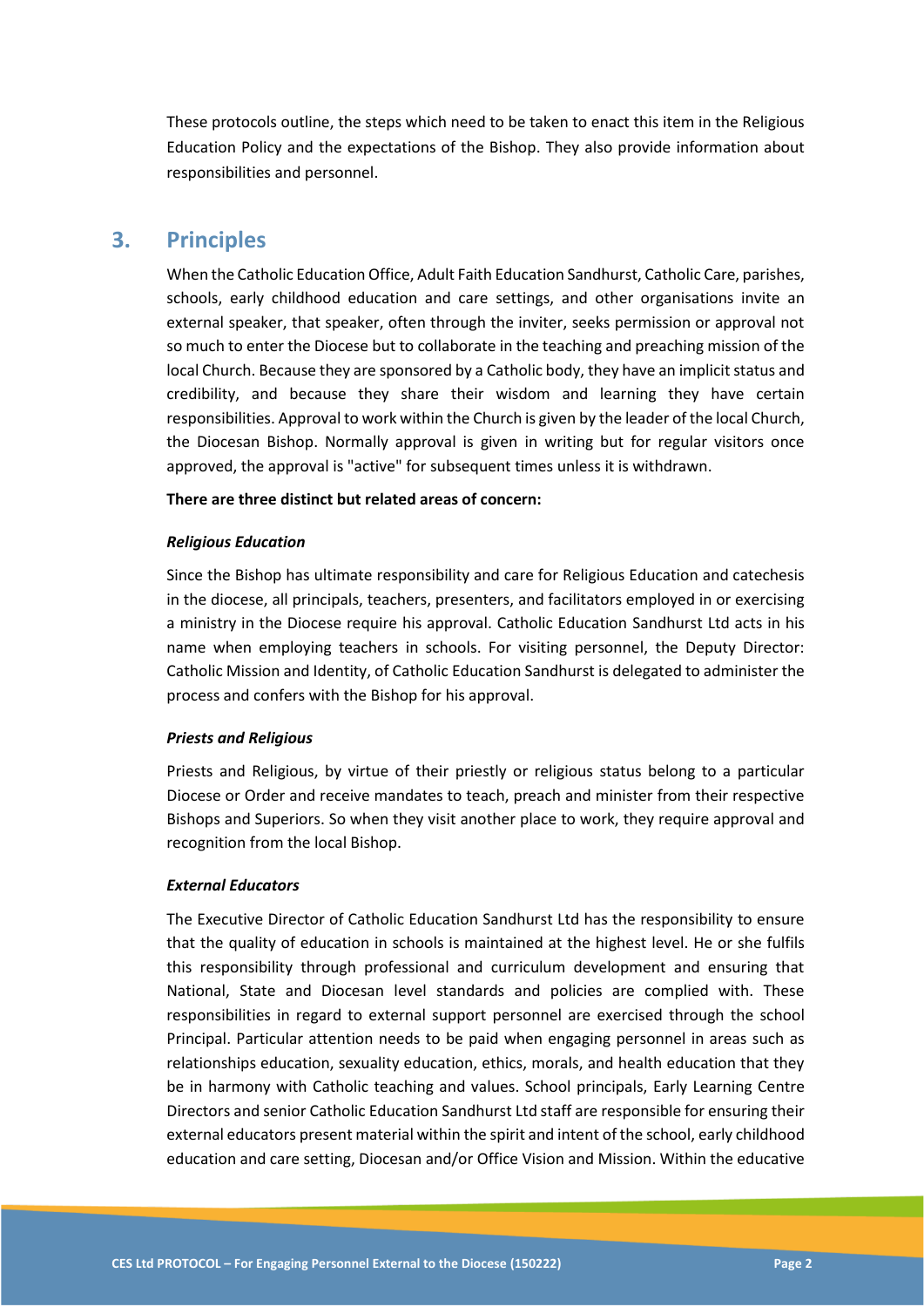These protocols outline, the steps which need to be taken to enact this item in the Religious Education Policy and the expectations of the Bishop. They also provide information about responsibilities and personnel.

## 3. Principles

When the Catholic Education Office, Adult Faith Education Sandhurst, Catholic Care, parishes, schools, early childhood education and care settings, and other organisations invite an external speaker, that speaker, often through the inviter, seeks permission or approval not so much to enter the Diocese but to collaborate in the teaching and preaching mission of the local Church. Because they are sponsored by a Catholic body, they have an implicit status and credibility, and because they share their wisdom and learning they have certain responsibilities. Approval to work within the Church is given by the leader of the local Church, the Diocesan Bishop. Normally approval is given in writing but for regular visitors once approved, the approval is "active" for subsequent times unless it is withdrawn.

**There are three distinct but related areas of concern:**

***Religious Education***

Since the Bishop has ultimate responsibility and care for Religious Education and catechesis in the diocese, all principals, teachers, presenters, and facilitators employed in or exercising a ministry in the Diocese require his approval. Catholic Education Sandhurst Ltd acts in his name when employing teachers in schools. For visiting personnel, the Deputy Director: Catholic Mission and Identity, of Catholic Education Sandhurst is delegated to administer the process and confers with the Bishop for his approval.

***Priests and Religious***

Priests and Religious, by virtue of their priestly or religious status belong to a particular Diocese or Order and receive mandates to teach, preach and minister from their respective Bishops and Superiors. So when they visit another place to work, they require approval and recognition from the local Bishop.

***External Educators***

The Executive Director of Catholic Education Sandhurst Ltd has the responsibility to ensure that the quality of education in schools is maintained at the highest level. He or she fulfils this responsibility through professional and curriculum development and ensuring that National, State and Diocesan level standards and policies are complied with. These responsibilities in regard to external support personnel are exercised through the school Principal. Particular attention needs to be paid when engaging personnel in areas such as relationships education, sexuality education, ethics, morals, and health education that they be in harmony with Catholic teaching and values. School principals, Early Learning Centre Directors and senior Catholic Education Sandhurst Ltd staff are responsible for ensuring their external educators present material within the spirit and intent of the school, early childhood education and care setting, Diocesan and/or Office Vision and Mission. Within the educative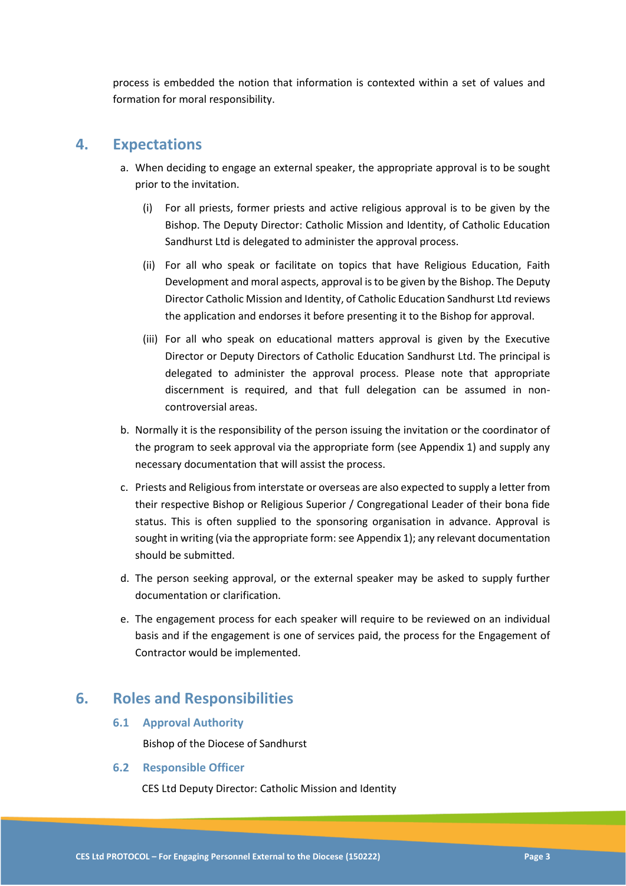process is embedded the notion that information is contexted within a set of values and formation for moral responsibility.

## 4. Expectations

a. When deciding to engage an external speaker, the appropriate approval is to be sought prior to the invitation.

   (i) For all priests, former priests and active religious approval is to be given by the Bishop. The Deputy Director: Catholic Mission and Identity, of Catholic Education Sandhurst Ltd is delegated to administer the approval process.

   (ii) For all who speak or facilitate on topics that have Religious Education, Faith Development and moral aspects, approval is to be given by the Bishop. The Deputy Director Catholic Mission and Identity, of Catholic Education Sandhurst Ltd reviews the application and endorses it before presenting it to the Bishop for approval.

   (iii) For all who speak on educational matters approval is given by the Executive Director or Deputy Directors of Catholic Education Sandhurst Ltd. The principal is delegated to administer the approval process. Please note that appropriate discernment is required, and that full delegation can be assumed in non-controversial areas.

b. Normally it is the responsibility of the person issuing the invitation or the coordinator of the program to seek approval via the appropriate form (see Appendix 1) and supply any necessary documentation that will assist the process.

c. Priests and Religious from interstate or overseas are also expected to supply a letter from their respective Bishop or Religious Superior / Congregational Leader of their bona fide status. This is often supplied to the sponsoring organisation in advance. Approval is sought in writing (via the appropriate form: see Appendix 1); any relevant documentation should be submitted.

d. The person seeking approval, or the external speaker may be asked to supply further documentation or clarification.

e. The engagement process for each speaker will require to be reviewed on an individual basis and if the engagement is one of services paid, the process for the Engagement of Contractor would be implemented.

## 6. Roles and Responsibilities

### 6.1 Approval Authority

Bishop of the Diocese of Sandhurst

### 6.2 Responsible Officer

CES Ltd Deputy Director: Catholic Mission and Identity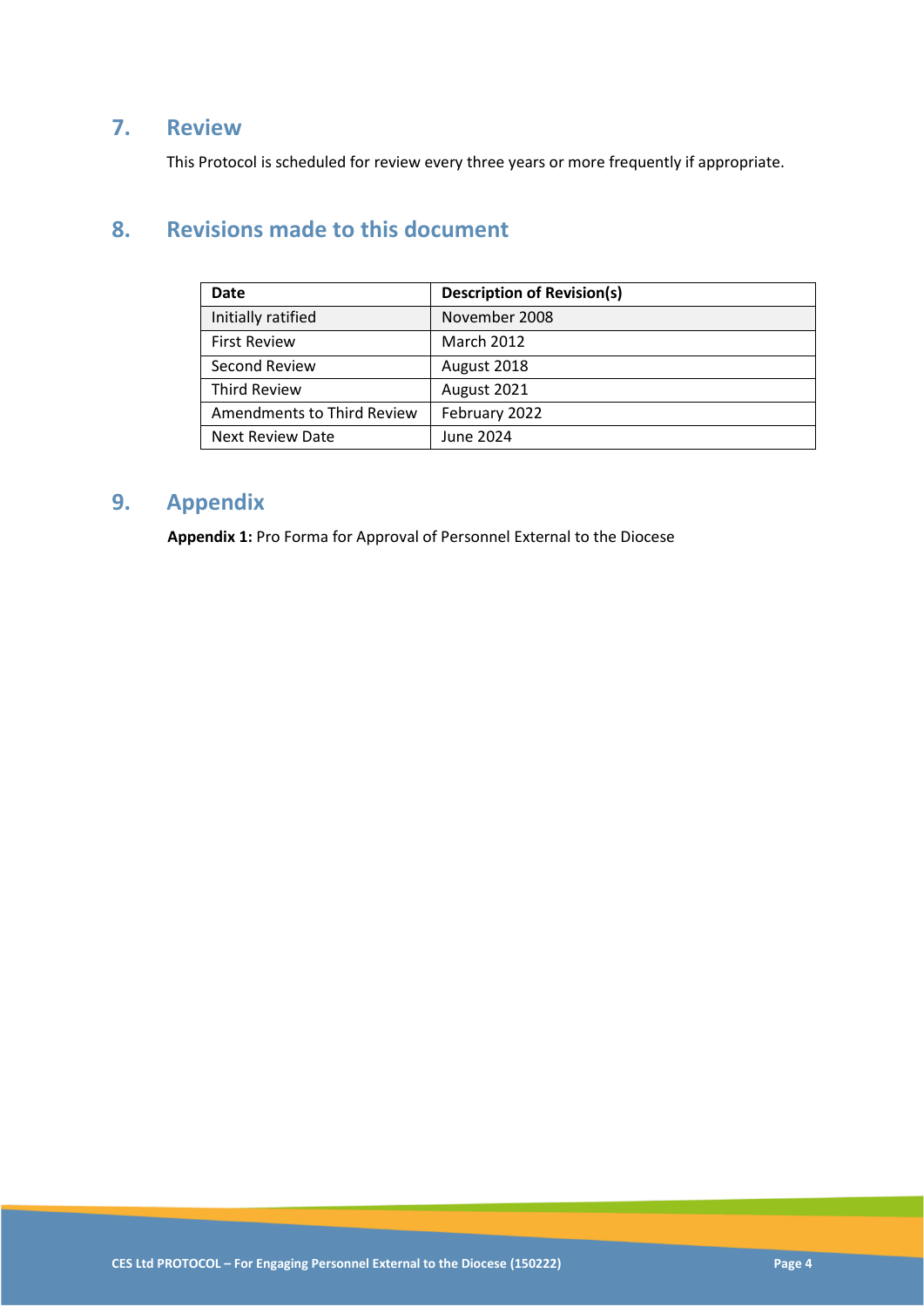## 7. Review

This Protocol is scheduled for review every three years or more frequently if appropriate.

## 8. Revisions made to this document

| Date | Description of Revision(s) |
|---|---|
| Initially ratified | November 2008 |
| First Review | March 2012 |
| Second Review | August 2018 |
| Third Review | August 2021 |
| Amendments to Third Review | February 2022 |
| Next Review Date | June 2024 |

## 9. Appendix

**Appendix 1:** Pro Forma for Approval of Personnel External to the Diocese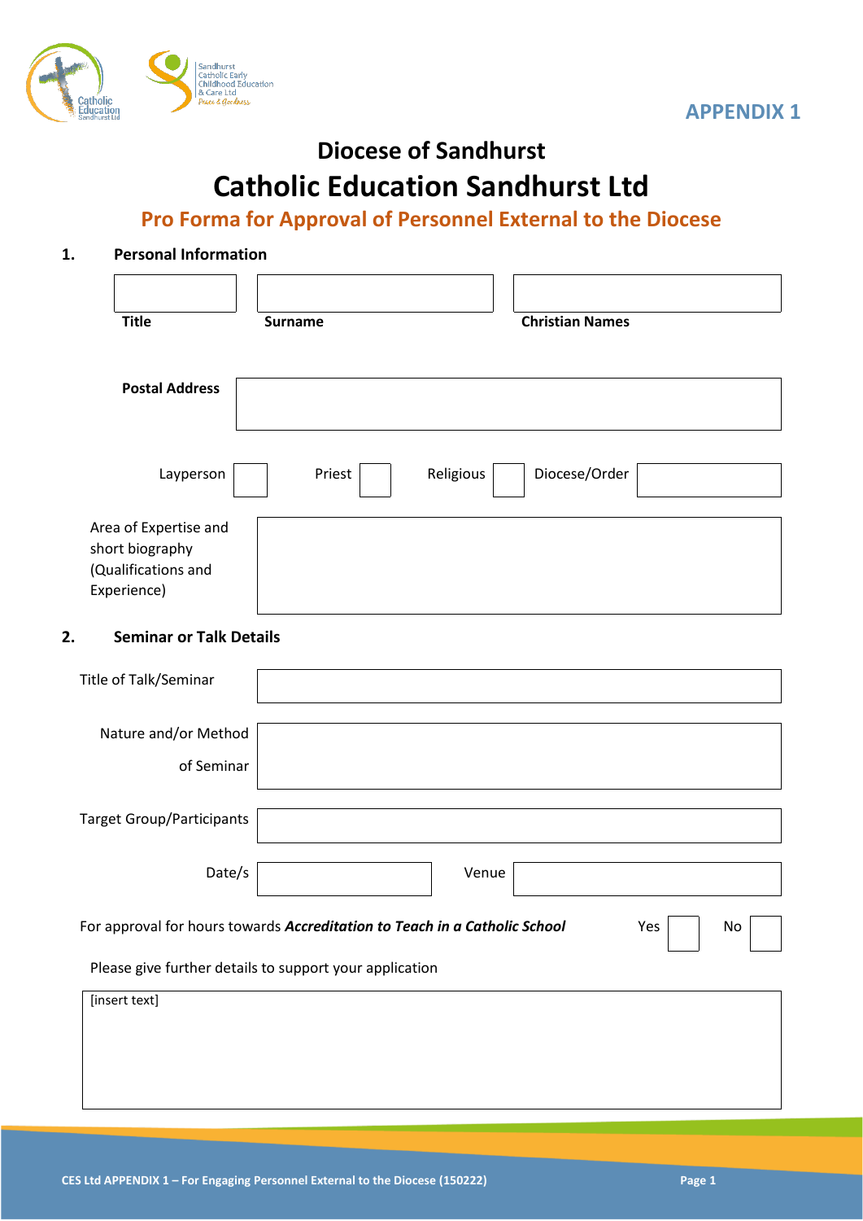APPENDIX 1

# Diocese of Sandhurst

# Catholic Education Sandhurst Ltd

## Pro Forma for Approval of Personnel External to the Diocese

### 1. Personal Information

| Title | Surname | Christian Names |
|---|---|---|
| | | |

**Postal Address**

Layperson ☐ Priest ☐ Religious ☐ Diocese/Order ☐

Area of Expertise and short biography (Qualifications and Experience)

### 2. Seminar or Talk Details

Title of Talk/Seminar

Nature and/or Method of Seminar

Target Group/Participants

Date/s                Venue

For approval for hours towards ***Accreditation to Teach in a Catholic School*** Yes ☐ No ☐

Please give further details to support your application

[insert text]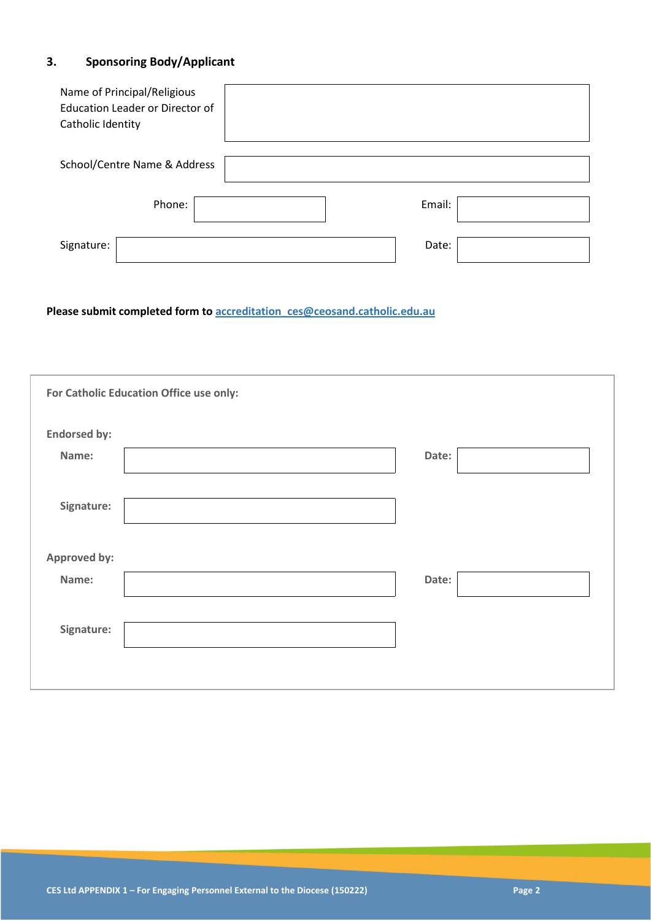## 3. Sponsoring Body/Applicant

| | |
|---|---|
| Name of Principal/Religious Education Leader or Director of Catholic Identity | |
| School/Centre Name & Address | |

| | | | |
|---|---|---|---|
| Phone: | | Email: | |
| Signature: | | Date: | |

**Please submit completed form to [accreditation_ces@ceosand.catholic.edu.au](mailto:accreditation_ces@ceosand.catholic.edu.au)**

**For Catholic Education Office use only:**

**Endorsed by:**

| | | | |
|---|---|---|---|
| **Name:** | | **Date:** | |
| **Signature:** | | | |

**Approved by:**

| | | | |
|---|---|---|---|
| **Name:** | | **Date:** | |
| **Signature:** | | | |